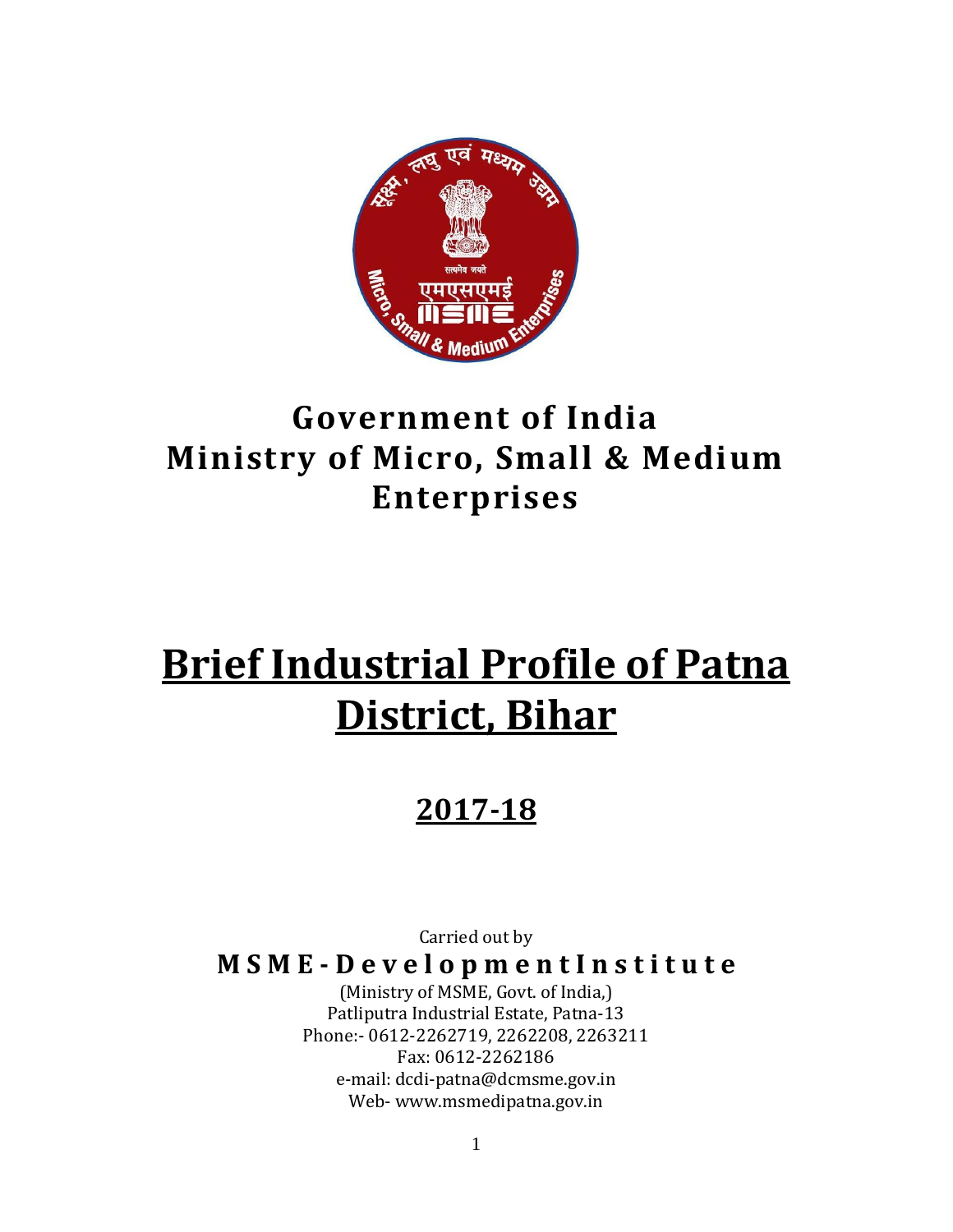# Government of India
# Ministry of Micro, Small & Medium Enterprises

# Brief Industrial Profile of Patna District, Bihar

## 2017-18

Carried out by

**MSME-Development Institute**

(Ministry of MSME, Govt. of India,)
Patliputra Industrial Estate, Patna-13
Phone:- 0612-2262719, 2262208, 2263211
Fax: 0612-2262186
e-mail: dcdi-patna@dcmsme.gov.in
Web- www.msmedipatna.gov.in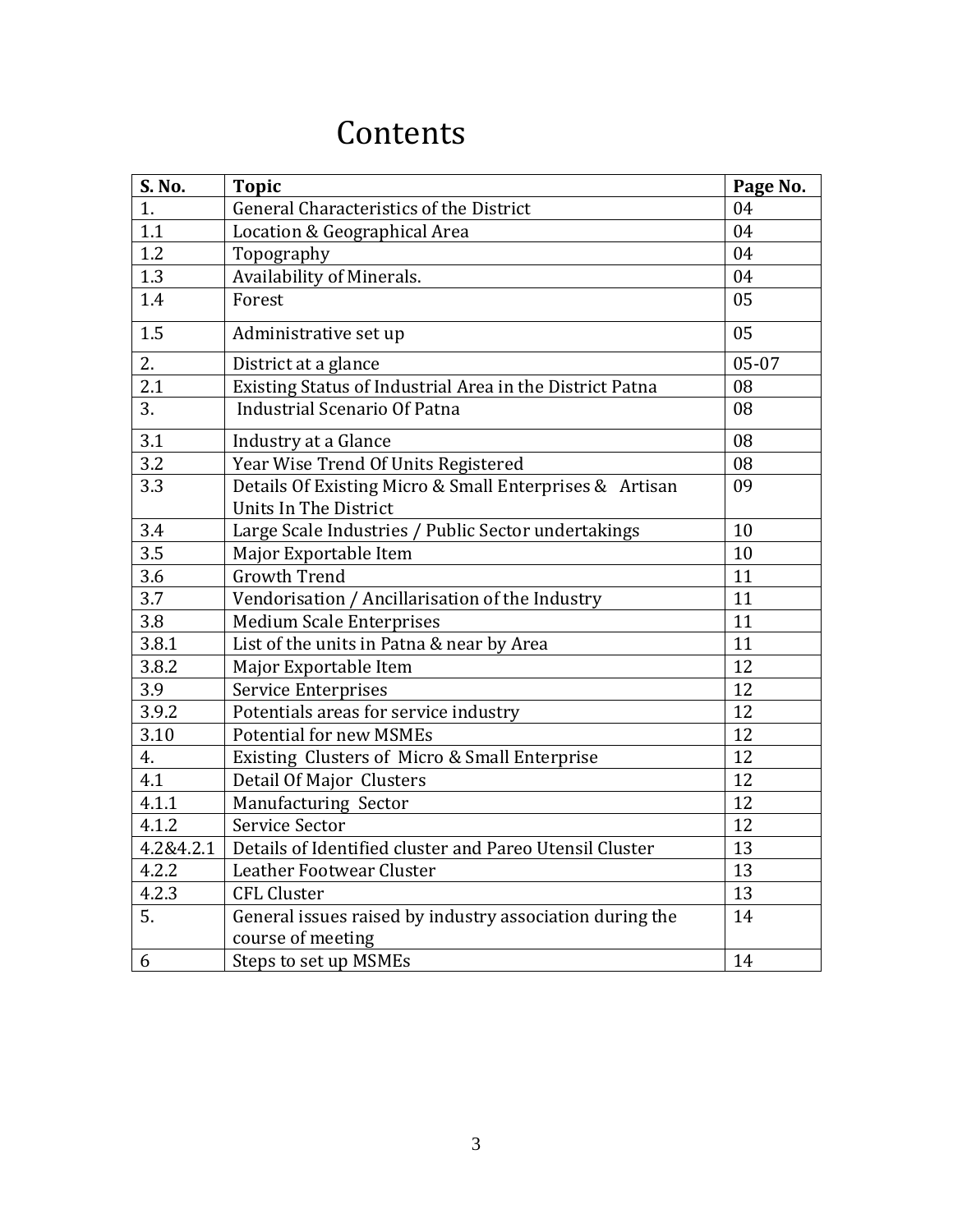# Contents

| S. No. | Topic | Page No. |
|---|---|---|
| 1. | General Characteristics of the District | 04 |
| 1.1 | Location & Geographical Area | 04 |
| 1.2 | Topography | 04 |
| 1.3 | Availability of Minerals. | 04 |
| 1.4 | Forest | 05 |
| 1.5 | Administrative set up | 05 |
| 2. | District at a glance | 05-07 |
| 2.1 | Existing Status of Industrial Area in the District Patna | 08 |
| 3. | Industrial Scenario Of Patna | 08 |
| 3.1 | Industry at a Glance | 08 |
| 3.2 | Year Wise Trend Of Units Registered | 08 |
| 3.3 | Details Of Existing Micro & Small Enterprises & Artisan Units In The District | 09 |
| 3.4 | Large Scale Industries / Public Sector undertakings | 10 |
| 3.5 | Major Exportable Item | 10 |
| 3.6 | Growth Trend | 11 |
| 3.7 | Vendorisation / Ancillarisation of the Industry | 11 |
| 3.8 | Medium Scale Enterprises | 11 |
| 3.8.1 | List of the units in Patna & near by Area | 11 |
| 3.8.2 | Major Exportable Item | 12 |
| 3.9 | Service Enterprises | 12 |
| 3.9.2 | Potentials areas for service industry | 12 |
| 3.10 | Potential for new MSMEs | 12 |
| 4. | Existing Clusters of Micro & Small Enterprise | 12 |
| 4.1 | Detail Of Major Clusters | 12 |
| 4.1.1 | Manufacturing Sector | 12 |
| 4.1.2 | Service Sector | 12 |
| 4.2&4.2.1 | Details of Identified cluster and Pareo Utensil Cluster | 13 |
| 4.2.2 | Leather Footwear Cluster | 13 |
| 4.2.3 | CFL Cluster | 13 |
| 5. | General issues raised by industry association during the course of meeting | 14 |
| 6 | Steps to set up MSMEs | 14 |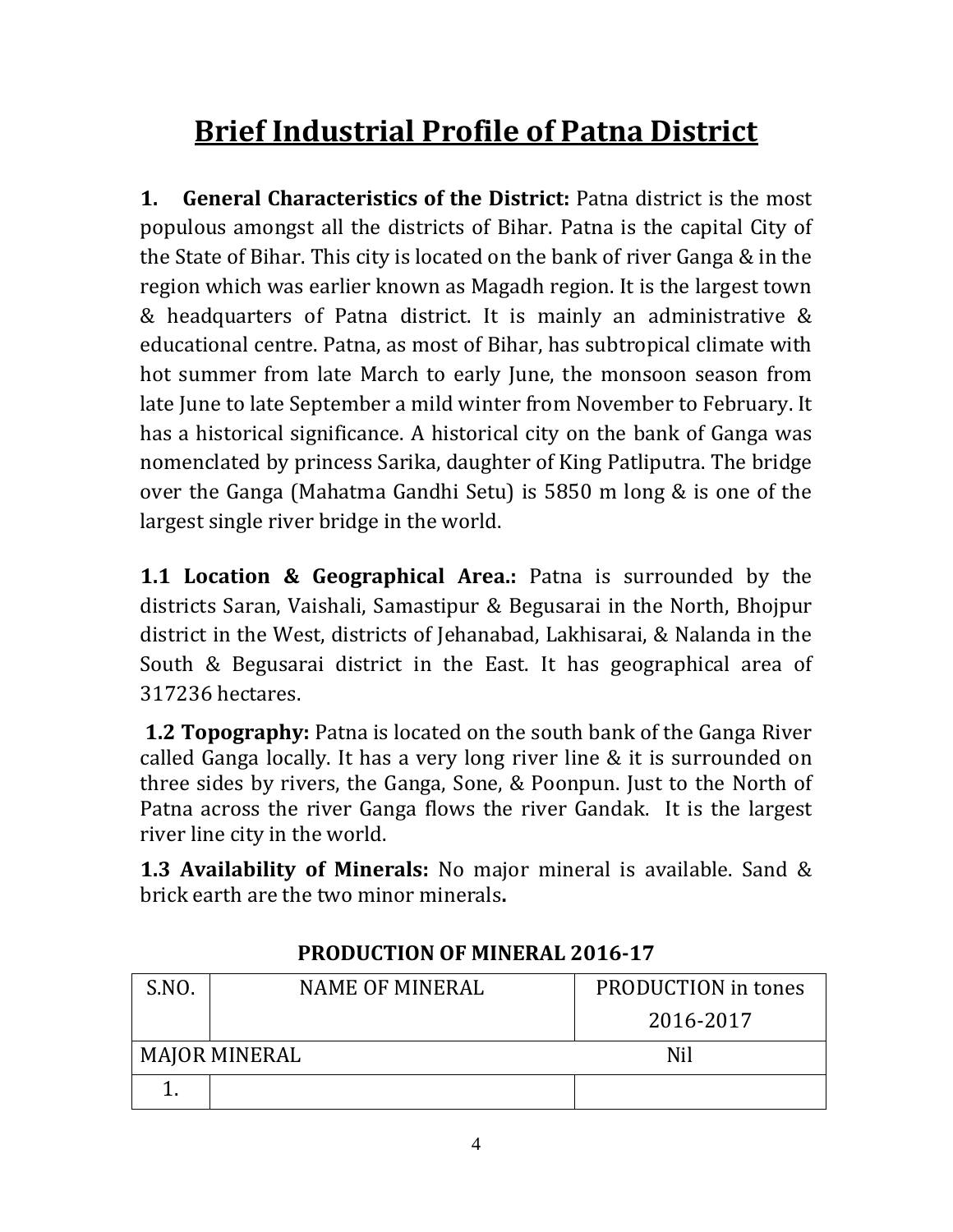# Brief Industrial Profile of Patna District

**1. General Characteristics of the District:** Patna district is the most populous amongst all the districts of Bihar. Patna is the capital City of the State of Bihar. This city is located on the bank of river Ganga & in the region which was earlier known as Magadh region. It is the largest town & headquarters of Patna district. It is mainly an administrative & educational centre. Patna, as most of Bihar, has subtropical climate with hot summer from late March to early June, the monsoon season from late June to late September a mild winter from November to February. It has a historical significance. A historical city on the bank of Ganga was nomenclated by princess Sarika, daughter of King Patliputra. The bridge over the Ganga (Mahatma Gandhi Setu) is 5850 m long & is one of the largest single river bridge in the world.

**1.1 Location & Geographical Area.:** Patna is surrounded by the districts Saran, Vaishali, Samastipur & Begusarai in the North, Bhojpur district in the West, districts of Jehanabad, Lakhisarai, & Nalanda in the South & Begusarai district in the East. It has geographical area of 317236 hectares.

**1.2 Topography:** Patna is located on the south bank of the Ganga River called Ganga locally. It has a very long river line & it is surrounded on three sides by rivers, the Ganga, Sone, & Poonpun. Just to the North of Patna across the river Ganga flows the river Gandak. It is the largest river line city in the world.

**1.3 Availability of Minerals:** No major mineral is available. Sand & brick earth are the two minor minerals**.**

**PRODUCTION OF MINERAL 2016-17**

| S.NO. | NAME OF MINERAL | PRODUCTION in tones 2016-2017 |
|---|---|---|
| MAJOR MINERAL | | Nil |
| 1. | | |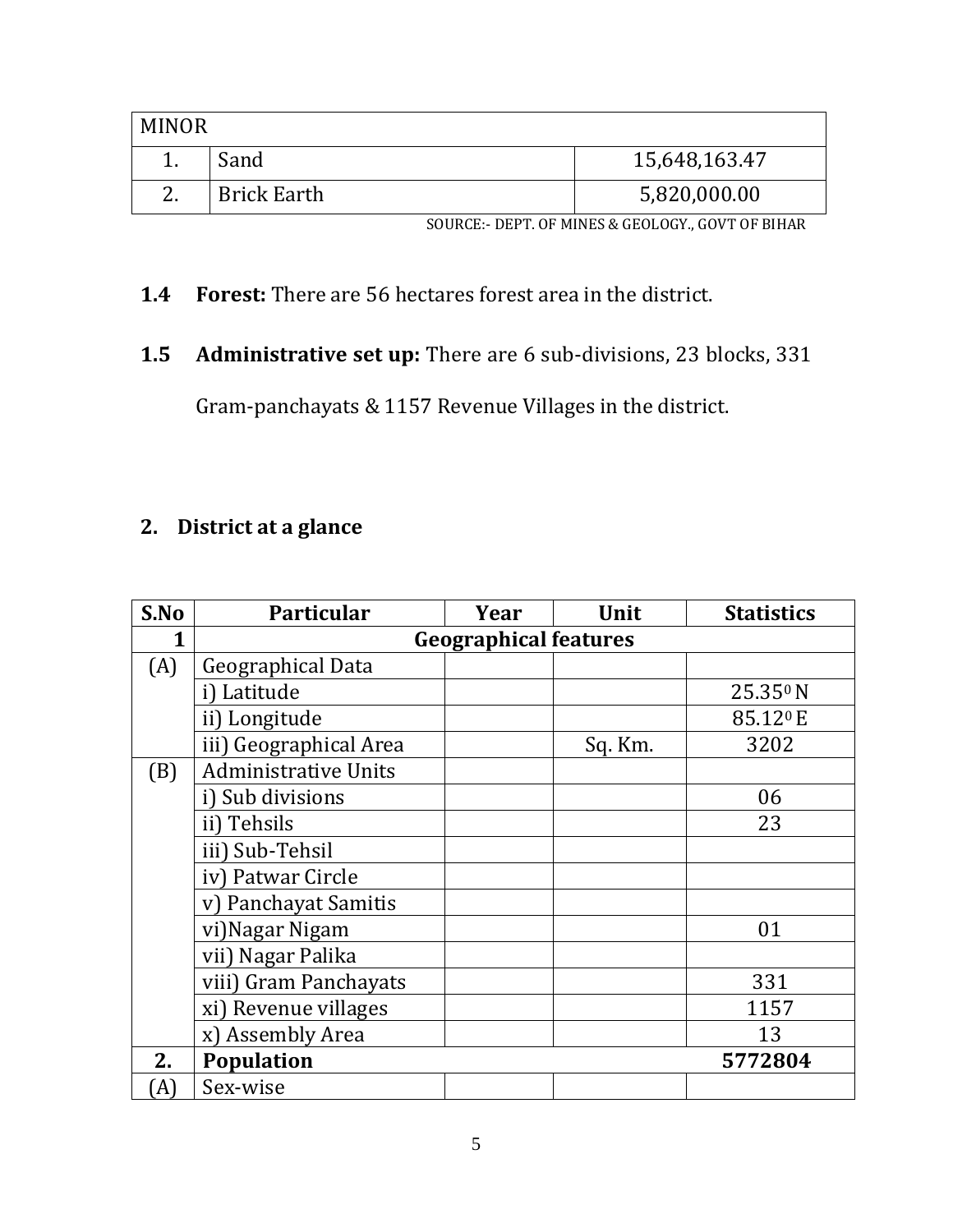| MINOR | | |
|---|---|---|
| 1. | Sand | 15,648,163.47 |
| 2. | Brick Earth | 5,820,000.00 |

SOURCE:- DEPT. OF MINES & GEOLOGY., GOVT OF BIHAR

**1.4 Forest:** There are 56 hectares forest area in the district.

**1.5 Administrative set up:** There are 6 sub-divisions, 23 blocks, 331 Gram-panchayats & 1157 Revenue Villages in the district.

## 2. District at a glance

| S.No | Particular | Year | Unit | Statistics |
|---|---|---|---|---|
| **1** | **Geographical features** | | | |
| (A) | Geographical Data | | | |
| | i) Latitude | | | $25.35^{0}$ N |
| | ii) Longitude | | | $85.12^{0}$ E |
| | iii) Geographical Area | | Sq. Km. | 3202 |
| (B) | Administrative Units | | | |
| | i) Sub divisions | | | 06 |
| | ii) Tehsils | | | 23 |
| | iii) Sub-Tehsil | | | |
| | iv) Patwar Circle | | | |
| | v) Panchayat Samitis | | | |
| | vi)Nagar Nigam | | | 01 |
| | vii) Nagar Palika | | | |
| | viii) Gram Panchayats | | | 331 |
| | xi) Revenue villages | | | 1157 |
| | x) Assembly Area | | | 13 |
| **2.** | **Population** | | | **5772804** |
| (A) | Sex-wise | | | |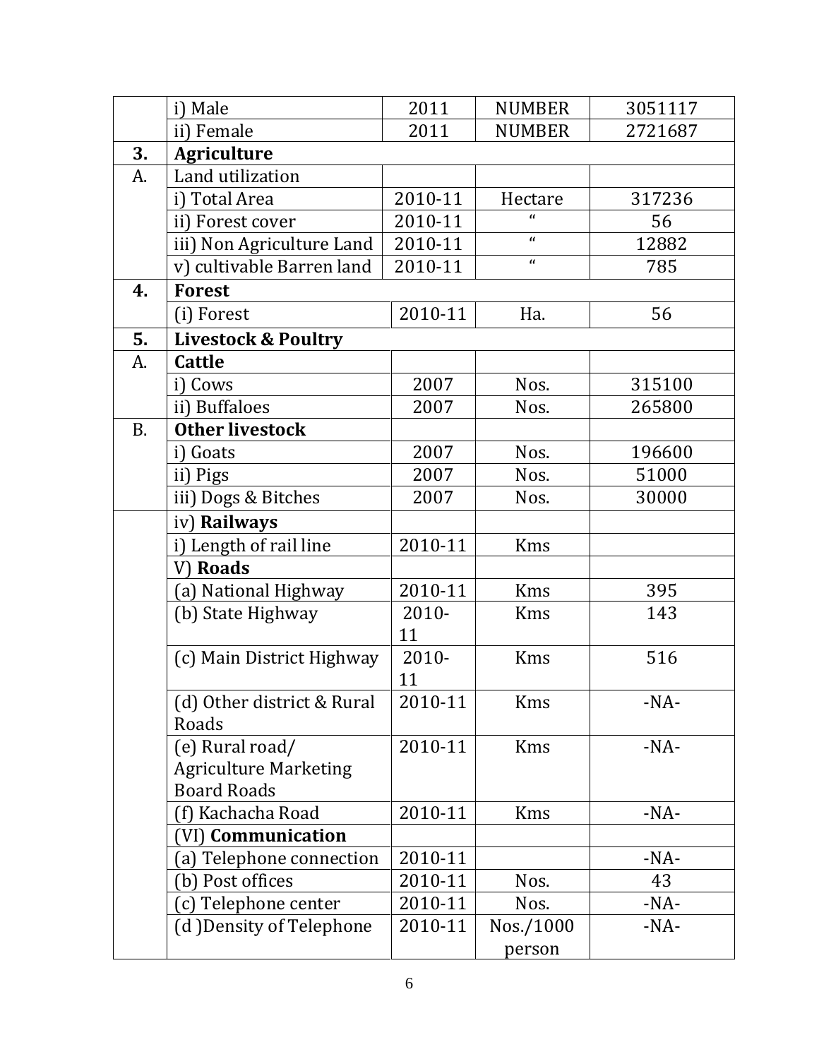|  |  |  |  |  |
|---|---|---|---|---|
|  | i) Male | 2011 | NUMBER | 3051117 |
|  | ii) Female | 2011 | NUMBER | 2721687 |
| **3.** | **Agriculture** |  |  |  |
| A. | Land utilization |  |  |  |
|  | i) Total Area | 2010-11 | Hectare | 317236 |
|  | ii) Forest cover | 2010-11 | " | 56 |
|  | iii) Non Agriculture Land | 2010-11 | " | 12882 |
|  | v) cultivable Barren land | 2010-11 | " | 785 |
| **4.** | **Forest** |  |  |  |
|  | (i) Forest | 2010-11 | Ha. | 56 |
| **5.** | **Livestock & Poultry** |  |  |  |
| A. | **Cattle** |  |  |  |
|  | i) Cows | 2007 | Nos. | 315100 |
|  | ii) Buffaloes | 2007 | Nos. | 265800 |
| B. | **Other livestock** |  |  |  |
|  | i) Goats | 2007 | Nos. | 196600 |
|  | ii) Pigs | 2007 | Nos. | 51000 |
|  | iii) Dogs & Bitches | 2007 | Nos. | 30000 |
|  | iv) **Railways** |  |  |  |
|  | i) Length of rail line | 2010-11 | Kms |  |
|  | V) **Roads** |  |  |  |
|  | (a) National Highway | 2010-11 | Kms | 395 |
|  | (b) State Highway | 2010-11 | Kms | 143 |
|  | (c) Main District Highway | 2010-11 | Kms | 516 |
|  | (d) Other district & Rural Roads | 2010-11 | Kms | -NA- |
|  | (e) Rural road/ Agriculture Marketing Board Roads | 2010-11 | Kms | -NA- |
|  | (f) Kachacha Road | 2010-11 | Kms | -NA- |
|  | (VI) **Communication** |  |  |  |
|  | (a) Telephone connection | 2010-11 |  | -NA- |
|  | (b) Post offices | 2010-11 | Nos. | 43 |
|  | (c) Telephone center | 2010-11 | Nos. | -NA- |
|  | (d )Density of Telephone | 2010-11 | Nos./1000 person | -NA- |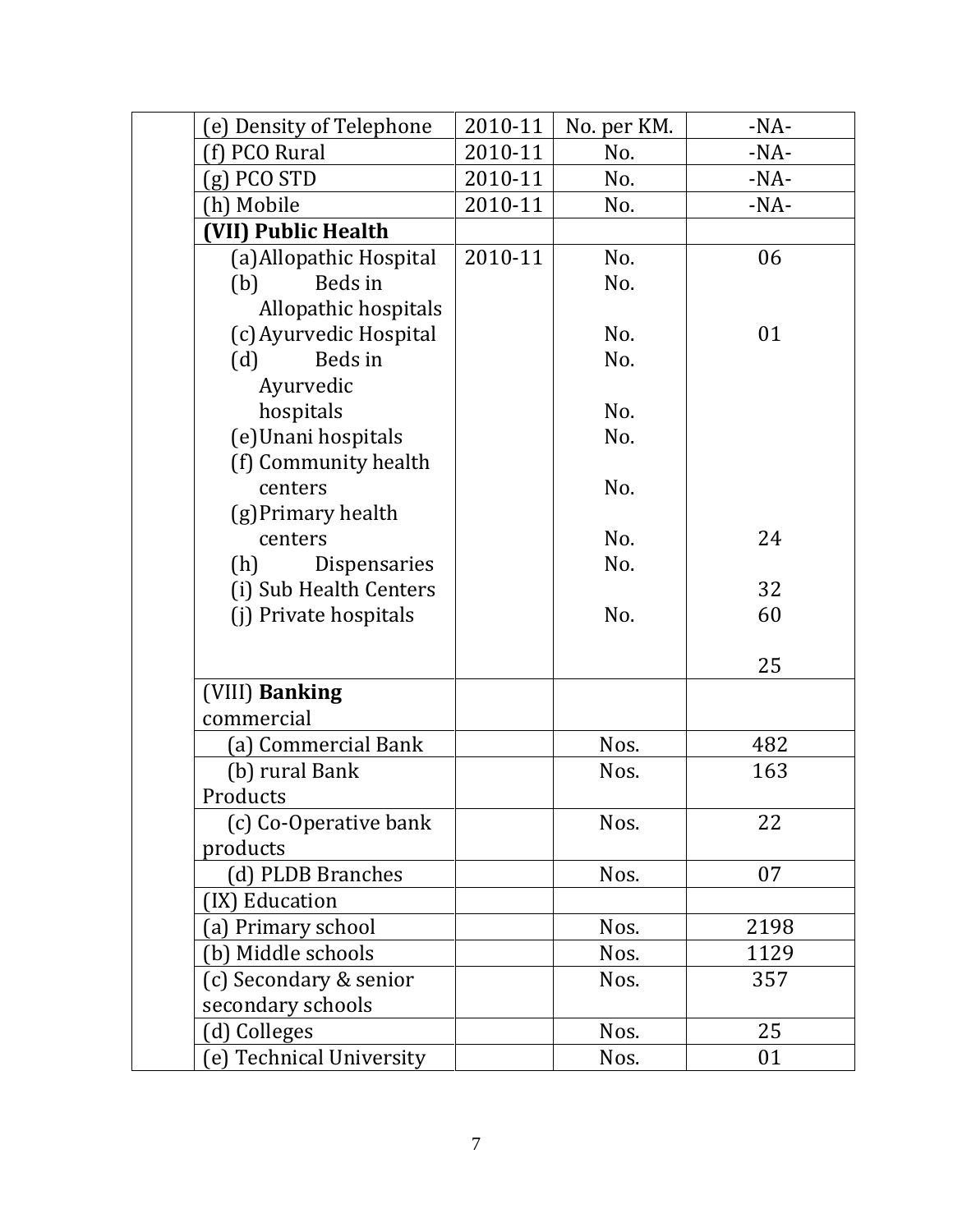| | | | | |
|---|---|---|---|---|
| | (e) Density of Telephone | 2010-11 | No. per KM. | -NA- |
| | (f) PCO Rural | 2010-11 | No. | -NA- |
| | (g) PCO STD | 2010-11 | No. | -NA- |
| | (h) Mobile | 2010-11 | No. | -NA- |
| | **(VII) Public Health** | | | |
| | (a) Allopathic Hospital | 2010-11 | No. | 06 |
| | (b) Beds in Allopathic hospitals | | No. | |
| | (c) Ayurvedic Hospital | | No. | 01 |
| | (d) Beds in Ayurvedic hospitals | | No. | |
| | | | No. | |
| | (e) Unani hospitals | | No. | |
| | (f) Community health centers | | No. | |
| | (g) Primary health centers | | No. | 24 |
| | (h) Dispensaries | | No. | |
| | (i) Sub Health Centers | | | 32 |
| | (j) Private hospitals | | No. | 60 |
| | | | | 25 |
| | (VIII) **Banking** commercial | | | |
| | (a) Commercial Bank | | Nos. | 482 |
| | (b) rural Bank Products | | Nos. | 163 |
| | (c) Co-Operative bank products | | Nos. | 22 |
| | (d) PLDB Branches | | Nos. | 07 |
| | (IX) Education | | | |
| | (a) Primary school | | Nos. | 2198 |
| | (b) Middle schools | | Nos. | 1129 |
| | (c) Secondary & senior secondary schools | | Nos. | 357 |
| | (d) Colleges | | Nos. | 25 |
| | (e) Technical University | | Nos. | 01 |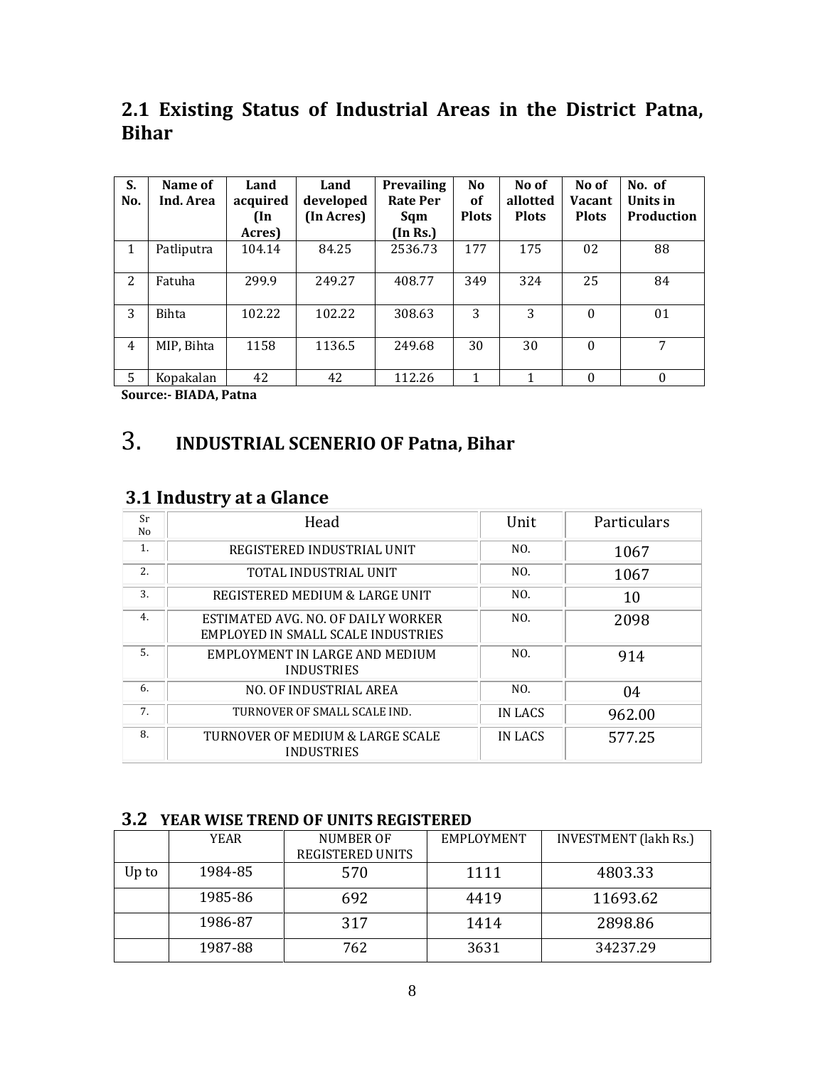## 2.1 Existing Status of Industrial Areas in the District Patna, Bihar

| S. No. | Name of Ind. Area | Land acquired (In Acres) | Land developed (In Acres) | Prevailing Rate Per Sqm (In Rs.) | No of Plots | No of allotted Plots | No of Vacant Plots | No. of Units in Production |
|---|---|---|---|---|---|---|---|---|
| 1 | Patliputra | 104.14 | 84.25 | 2536.73 | 177 | 175 | 02 | 88 |
| 2 | Fatuha | 299.9 | 249.27 | 408.77 | 349 | 324 | 25 | 84 |
| 3 | Bihta | 102.22 | 102.22 | 308.63 | 3 | 3 | 0 | 01 |
| 4 | MIP, Bihta | 1158 | 1136.5 | 249.68 | 30 | 30 | 0 | 7 |
| 5 | Kopakalan | 42 | 42 | 112.26 | 1 | 1 | 0 | 0 |

**Source:- BIADA, Patna**

# 3. INDUSTRIAL SCENERIO OF Patna, Bihar

## 3.1 Industry at a Glance

| Sr No | Head | Unit | Particulars |
|---|---|---|---|
| 1. | REGISTERED INDUSTRIAL UNIT | NO. | 1067 |
| 2. | TOTAL INDUSTRIAL UNIT | NO. | 1067 |
| 3. | REGISTERED MEDIUM & LARGE UNIT | NO. | 10 |
| 4. | ESTIMATED AVG. NO. OF DAILY WORKER EMPLOYED IN SMALL SCALE INDUSTRIES | NO. | 2098 |
| 5. | EMPLOYMENT IN LARGE AND MEDIUM INDUSTRIES | NO. | 914 |
| 6. | NO. OF INDUSTRIAL AREA | NO. | 04 |
| 7. | TURNOVER OF SMALL SCALE IND. | IN LACS | 962.00 |
| 8. | TURNOVER OF MEDIUM & LARGE SCALE INDUSTRIES | IN LACS | 577.25 |

## 3.2 YEAR WISE TREND OF UNITS REGISTERED

| | YEAR | NUMBER OF REGISTERED UNITS | EMPLOYMENT | INVESTMENT (lakh Rs.) |
|---|---|---|---|---|
| Up to | 1984-85 | 570 | 1111 | 4803.33 |
| | 1985-86 | 692 | 4419 | 11693.62 |
| | 1986-87 | 317 | 1414 | 2898.86 |
| | 1987-88 | 762 | 3631 | 34237.29 |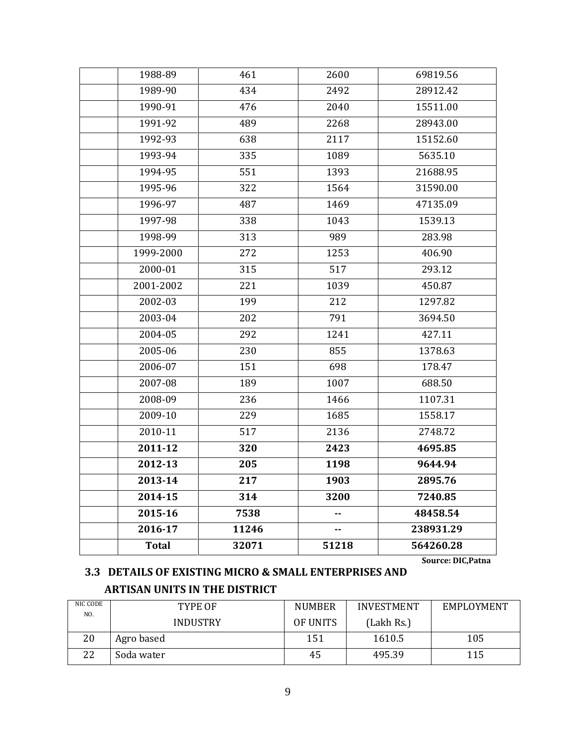|  | 1988-89 | 461 | 2600 | 69819.56 |
|---|---|---|---|---|
|  | 1989-90 | 434 | 2492 | 28912.42 |
|  | 1990-91 | 476 | 2040 | 15511.00 |
|  | 1991-92 | 489 | 2268 | 28943.00 |
|  | 1992-93 | 638 | 2117 | 15152.60 |
|  | 1993-94 | 335 | 1089 | 5635.10 |
|  | 1994-95 | 551 | 1393 | 21688.95 |
|  | 1995-96 | 322 | 1564 | 31590.00 |
|  | 1996-97 | 487 | 1469 | 47135.09 |
|  | 1997-98 | 338 | 1043 | 1539.13 |
|  | 1998-99 | 313 | 989 | 283.98 |
|  | 1999-2000 | 272 | 1253 | 406.90 |
|  | 2000-01 | 315 | 517 | 293.12 |
|  | 2001-2002 | 221 | 1039 | 450.87 |
|  | 2002-03 | 199 | 212 | 1297.82 |
|  | 2003-04 | 202 | 791 | 3694.50 |
|  | 2004-05 | 292 | 1241 | 427.11 |
|  | 2005-06 | 230 | 855 | 1378.63 |
|  | 2006-07 | 151 | 698 | 178.47 |
|  | 2007-08 | 189 | 1007 | 688.50 |
|  | 2008-09 | 236 | 1466 | 1107.31 |
|  | 2009-10 | 229 | 1685 | 1558.17 |
|  | 2010-11 | 517 | 2136 | 2748.72 |
|  | **2011-12** | **320** | **2423** | **4695.85** |
|  | **2012-13** | **205** | **1198** | **9644.94** |
|  | **2013-14** | **217** | **1903** | **2895.76** |
|  | **2014-15** | **314** | **3200** | **7240.85** |
|  | **2015-16** | **7538** | **--** | **48458.54** |
|  | **2016-17** | **11246** | **--** | **238931.29** |
|  | **Total** | **32071** | **51218** | **564260.28** |

**Source: DIC,Patna**

### 3.3 DETAILS OF EXISTING MICRO & SMALL ENTERPRISES AND ARTISAN UNITS IN THE DISTRICT

| NIC CODE NO. | TYPE OF INDUSTRY | NUMBER OF UNITS | INVESTMENT (Lakh Rs.) | EMPLOYMENT |
|---|---|---|---|---|
| 20 | Agro based | 151 | 1610.5 | 105 |
| 22 | Soda water | 45 | 495.39 | 115 |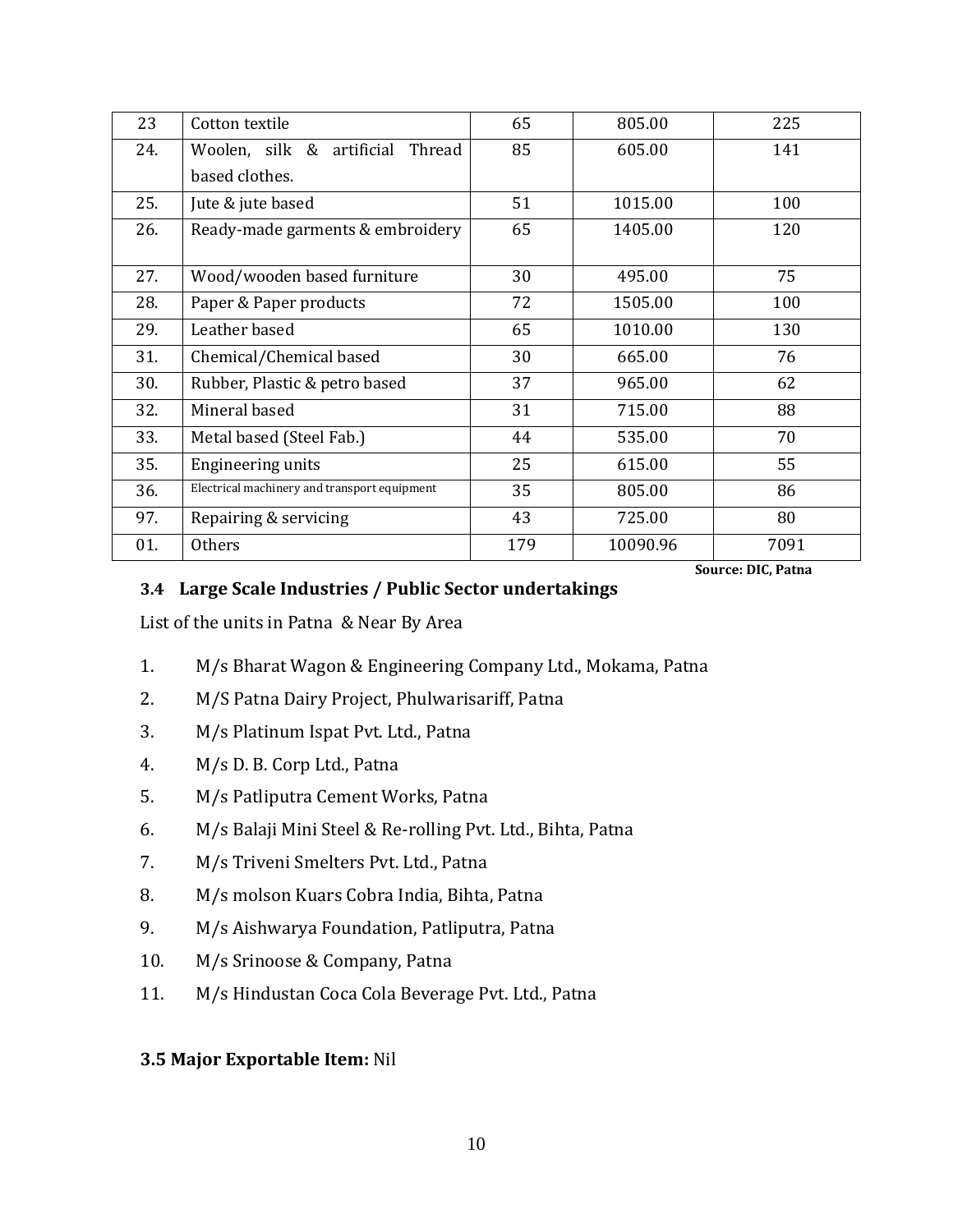| 23 | Cotton textile | 65 | 805.00 | 225 |
|---|---|---|---|---|
| 24. | Woolen, silk & artificial Thread based clothes. | 85 | 605.00 | 141 |
| 25. | Jute & jute based | 51 | 1015.00 | 100 |
| 26. | Ready-made garments & embroidery | 65 | 1405.00 | 120 |
| 27. | Wood/wooden based furniture | 30 | 495.00 | 75 |
| 28. | Paper & Paper products | 72 | 1505.00 | 100 |
| 29. | Leather based | 65 | 1010.00 | 130 |
| 31. | Chemical/Chemical based | 30 | 665.00 | 76 |
| 30. | Rubber, Plastic & petro based | 37 | 965.00 | 62 |
| 32. | Mineral based | 31 | 715.00 | 88 |
| 33. | Metal based (Steel Fab.) | 44 | 535.00 | 70 |
| 35. | Engineering units | 25 | 615.00 | 55 |
| 36. | Electrical machinery and transport equipment | 35 | 805.00 | 86 |
| 97. | Repairing & servicing | 43 | 725.00 | 80 |
| 01. | Others | 179 | 10090.96 | 7091 |

**Source: DIC, Patna**

### 3.4 Large Scale Industries / Public Sector undertakings

List of the units in Patna & Near By Area

1. M/s Bharat Wagon & Engineering Company Ltd., Mokama, Patna
2. M/S Patna Dairy Project, Phulwarisariff, Patna
3. M/s Platinum Ispat Pvt. Ltd., Patna
4. M/s D. B. Corp Ltd., Patna
5. M/s Patliputra Cement Works, Patna
6. M/s Balaji Mini Steel & Re-rolling Pvt. Ltd., Bihta, Patna
7. M/s Triveni Smelters Pvt. Ltd., Patna
8. M/s molson Kuars Cobra India, Bihta, Patna
9. M/s Aishwarya Foundation, Patliputra, Patna
10. M/s Srinoose & Company, Patna
11. M/s Hindustan Coca Cola Beverage Pvt. Ltd., Patna

**3.5 Major Exportable Item:** Nil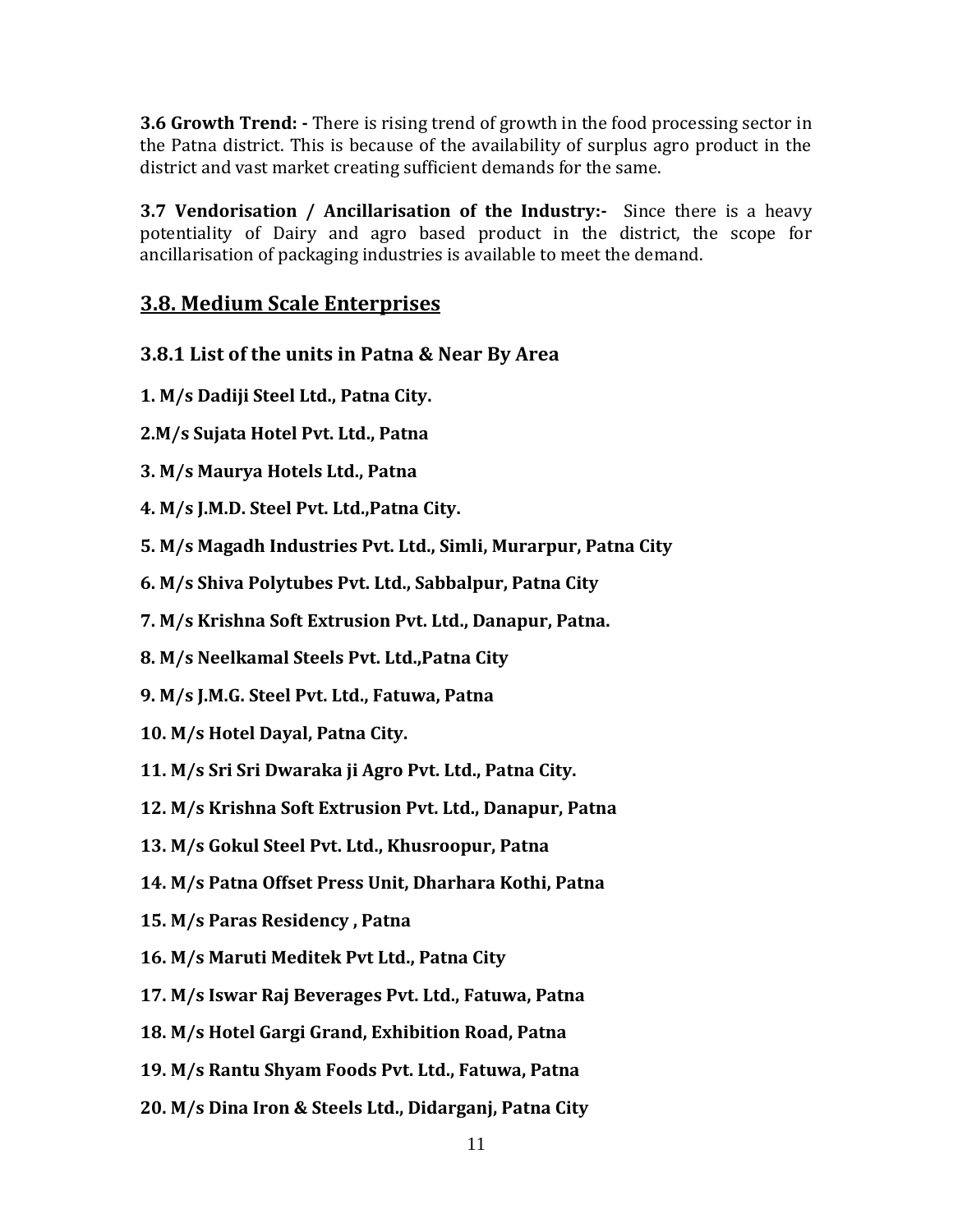**3.6 Growth Trend: -** There is rising trend of growth in the food processing sector in the Patna district. This is because of the availability of surplus agro product in the district and vast market creating sufficient demands for the same.

**3.7 Vendorisation / Ancillarisation of the Industry:-** Since there is a heavy potentiality of Dairy and agro based product in the district, the scope for ancillarisation of packaging industries is available to meet the demand.

## 3.8. Medium Scale Enterprises

### 3.8.1 List of the units in Patna & Near By Area

**1. M/s Dadiji Steel Ltd., Patna City.**

**2.M/s Sujata Hotel Pvt. Ltd., Patna**

**3. M/s Maurya Hotels Ltd., Patna**

**4. M/s J.M.D. Steel Pvt. Ltd.,Patna City.**

**5. M/s Magadh Industries Pvt. Ltd., Simli, Murarpur, Patna City**

**6. M/s Shiva Polytubes Pvt. Ltd., Sabbalpur, Patna City**

**7. M/s Krishna Soft Extrusion Pvt. Ltd., Danapur, Patna.**

**8. M/s Neelkamal Steels Pvt. Ltd.,Patna City**

**9. M/s J.M.G. Steel Pvt. Ltd., Fatuwa, Patna**

**10. M/s Hotel Dayal, Patna City.**

**11. M/s Sri Sri Dwaraka ji Agro Pvt. Ltd., Patna City.**

**12. M/s Krishna Soft Extrusion Pvt. Ltd., Danapur, Patna**

**13. M/s Gokul Steel Pvt. Ltd., Khusroopur, Patna**

**14. M/s Patna Offset Press Unit, Dharhara Kothi, Patna**

**15. M/s Paras Residency , Patna**

**16. M/s Maruti Meditek Pvt Ltd., Patna City**

**17. M/s Iswar Raj Beverages Pvt. Ltd., Fatuwa, Patna**

**18. M/s Hotel Gargi Grand, Exhibition Road, Patna**

**19. M/s Rantu Shyam Foods Pvt. Ltd., Fatuwa, Patna**

**20. M/s Dina Iron & Steels Ltd., Didarganj, Patna City**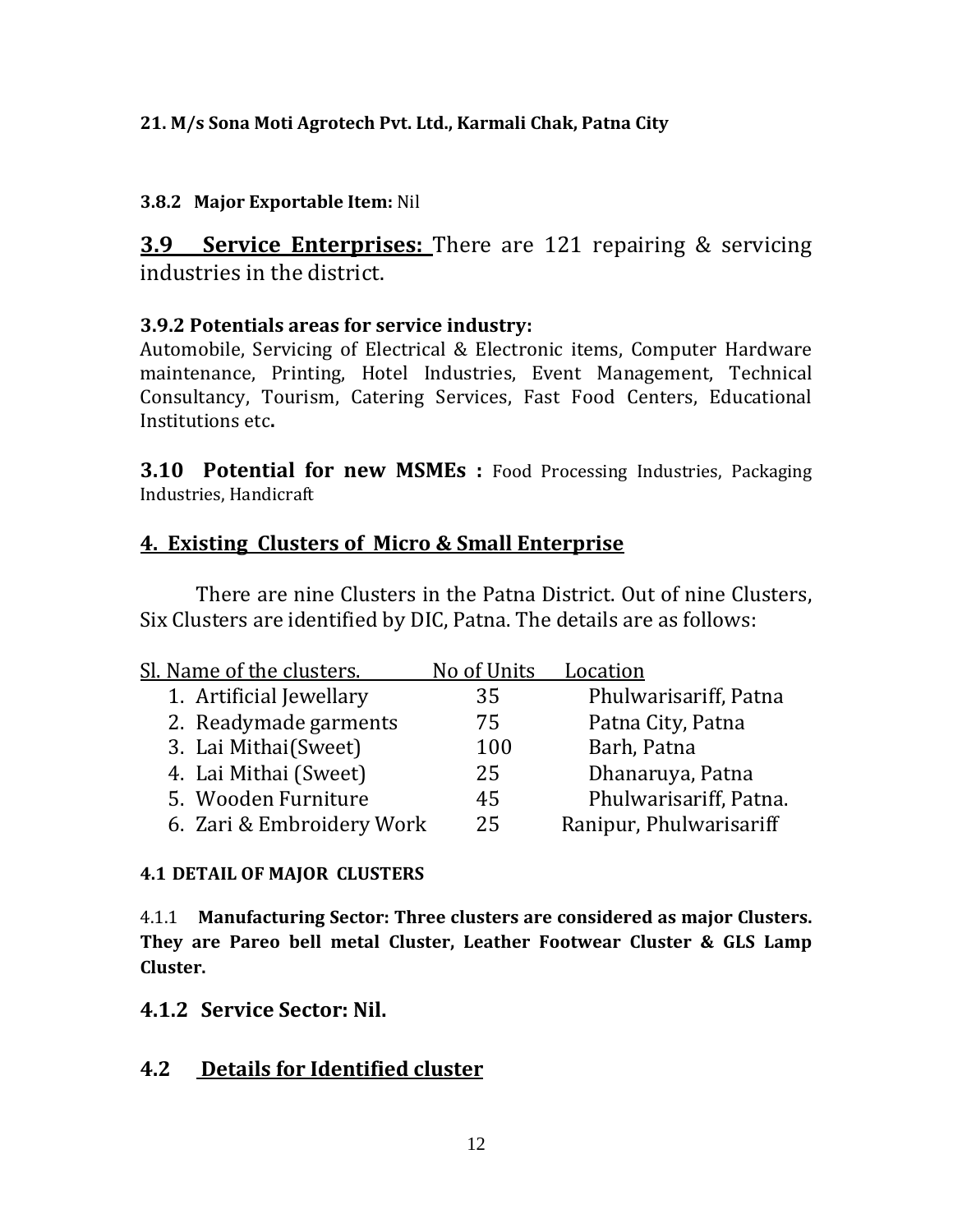**21. M/s Sona Moti Agrotech Pvt. Ltd., Karmali Chak, Patna City**

**3.8.2 Major Exportable Item:** Nil

## 3.9 Service Enterprises: There are 121 repairing & servicing industries in the district.

**3.9.2 Potentials areas for service industry:**
Automobile, Servicing of Electrical & Electronic items, Computer Hardware maintenance, Printing, Hotel Industries, Event Management, Technical Consultancy, Tourism, Catering Services, Fast Food Centers, Educational Institutions etc**.**

**3.10 Potential for new MSMEs :** Food Processing Industries, Packaging Industries, Handicraft

## 4. Existing Clusters of Micro & Small Enterprise

There are nine Clusters in the Patna District. Out of nine Clusters, Six Clusters are identified by DIC, Patna. The details are as follows:

| Sl. | Name of the clusters. | No of Units | Location |
|---|---|---|---|
| 1. | Artificial Jewellary | 35 | Phulwarisariff, Patna |
| 2. | Readymade garments | 75 | Patna City, Patna |
| 3. | Lai Mithai(Sweet) | 100 | Barh, Patna |
| 4. | Lai Mithai (Sweet) | 25 | Dhanaruya, Patna |
| 5. | Wooden Furniture | 45 | Phulwarisariff, Patna. |
| 6. | Zari & Embroidery Work | 25 | Ranipur, Phulwarisariff |

**4.1 DETAIL OF MAJOR CLUSTERS**

4.1.1 **Manufacturing Sector: Three clusters are considered as major Clusters. They are Pareo bell metal Cluster, Leather Footwear Cluster & GLS Lamp Cluster.**

### 4.1.2 Service Sector: Nil.

## 4.2 Details for Identified cluster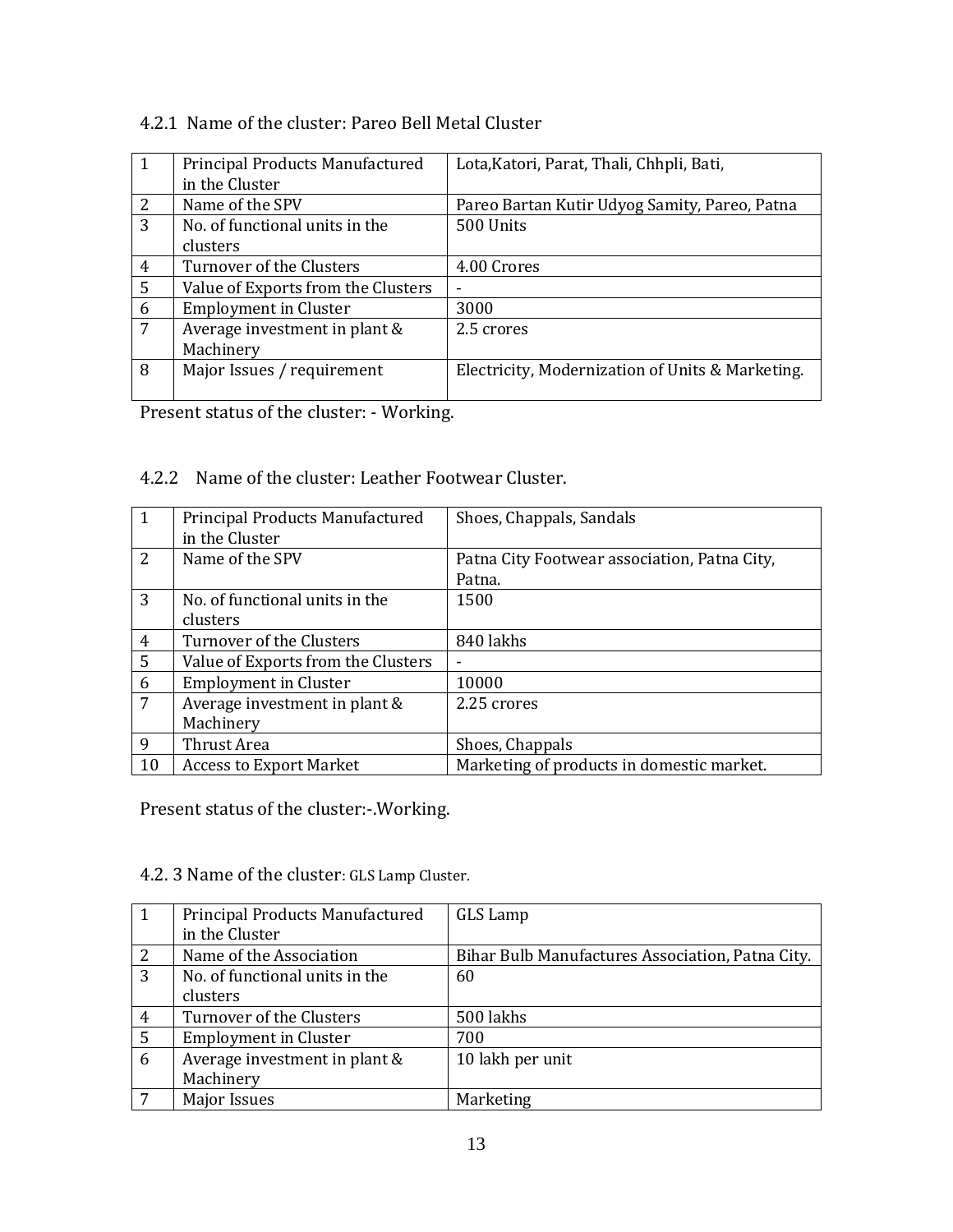#### 4.2.1 Name of the cluster: Pareo Bell Metal Cluster

| | | |
|---|---|---|
| 1 | Principal Products Manufactured in the Cluster | Lota,Katori, Parat, Thali, Chhpli, Bati, |
| 2 | Name of the SPV | Pareo Bartan Kutir Udyog Samity, Pareo, Patna |
| 3 | No. of functional units in the clusters | 500 Units |
| 4 | Turnover of the Clusters | 4.00 Crores |
| 5 | Value of Exports from the Clusters | - |
| 6 | Employment in Cluster | 3000 |
| 7 | Average investment in plant & Machinery | 2.5 crores |
| 8 | Major Issues / requirement | Electricity, Modernization of Units & Marketing. |

Present status of the cluster: - Working.

#### 4.2.2 Name of the cluster: Leather Footwear Cluster.

| | | |
|---|---|---|
| 1 | Principal Products Manufactured in the Cluster | Shoes, Chappals, Sandals |
| 2 | Name of the SPV | Patna City Footwear association, Patna City, Patna. |
| 3 | No. of functional units in the clusters | 1500 |
| 4 | Turnover of the Clusters | 840 lakhs |
| 5 | Value of Exports from the Clusters | - |
| 6 | Employment in Cluster | 10000 |
| 7 | Average investment in plant & Machinery | 2.25 crores |
| 9 | Thrust Area | Shoes, Chappals |
| 10 | Access to Export Market | Marketing of products in domestic market. |

Present status of the cluster:-.Working.

#### 4.2. 3 Name of the cluster: GLS Lamp Cluster.

| | | |
|---|---|---|
| 1 | Principal Products Manufactured in the Cluster | GLS Lamp |
| 2 | Name of the Association | Bihar Bulb Manufactures Association, Patna City. |
| 3 | No. of functional units in the clusters | 60 |
| 4 | Turnover of the Clusters | 500 lakhs |
| 5 | Employment in Cluster | 700 |
| 6 | Average investment in plant & Machinery | 10 lakh per unit |
| 7 | Major Issues | Marketing |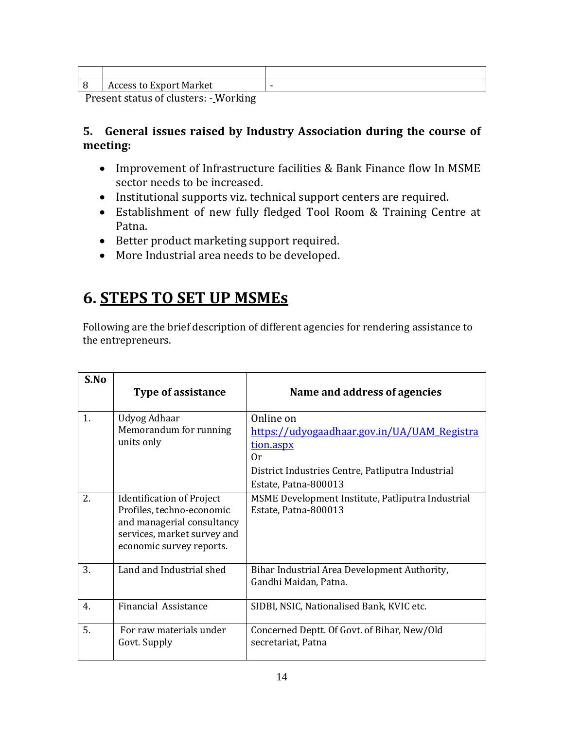| | | |
|---|---|---|
| 8 | Access to Export Market | - |

Present status of clusters: - Working

**5. General issues raised by Industry Association during the course of meeting:**

- Improvement of Infrastructure facilities & Bank Finance flow In MSME sector needs to be increased.
- Institutional supports viz. technical support centers are required.
- Establishment of new fully fledged Tool Room & Training Centre at Patna.
- Better product marketing support required.
- More Industrial area needs to be developed.

# 6. STEPS TO SET UP MSMEs

Following are the brief description of different agencies for rendering assistance to the entrepreneurs.

| S.No | Type of assistance | Name and address of agencies |
|---|---|---|
| 1. | Udyog Adhaar Memorandum for running units only | Online on https://udyogaadhaar.gov.in/UA/UAM_Registration.aspx<br>Or<br>District Industries Centre, Patliputra Industrial Estate, Patna-800013 |
| 2. | Identification of Project Profiles, techno-economic and managerial consultancy services, market survey and economic survey reports. | MSME Development Institute, Patliputra Industrial Estate, Patna-800013 |
| 3. | Land and Industrial shed | Bihar Industrial Area Development Authority, Gandhi Maidan, Patna. |
| 4. | Financial Assistance | SIDBI, NSIC, Nationalised Bank, KVIC etc. |
| 5. | For raw materials under Govt. Supply | Concerned Deptt. Of Govt. of Bihar, New/Old secretariat, Patna |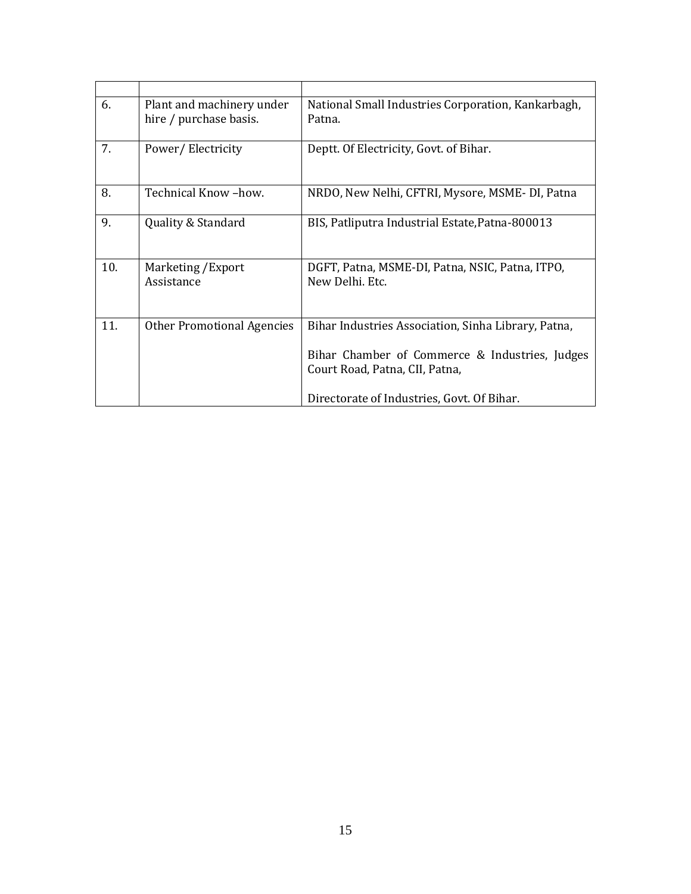| | | |
|---|---|---|
| 6. | Plant and machinery under hire / purchase basis. | National Small Industries Corporation, Kankarbagh, Patna. |
| 7. | Power/ Electricity | Deptt. Of Electricity, Govt. of Bihar. |
| 8. | Technical Know –how. | NRDO, New Nelhi, CFTRI, Mysore, MSME- DI, Patna |
| 9. | Quality & Standard | BIS, Patliputra Industrial Estate,Patna-800013 |
| 10. | Marketing /Export Assistance | DGFT, Patna, MSME-DI, Patna, NSIC, Patna, ITPO, New Delhi. Etc. |
| 11. | Other Promotional Agencies | Bihar Industries Association, Sinha Library, Patna,<br><br>Bihar Chamber of Commerce & Industries, Judges Court Road, Patna, CII, Patna,<br><br>Directorate of Industries, Govt. Of Bihar. |